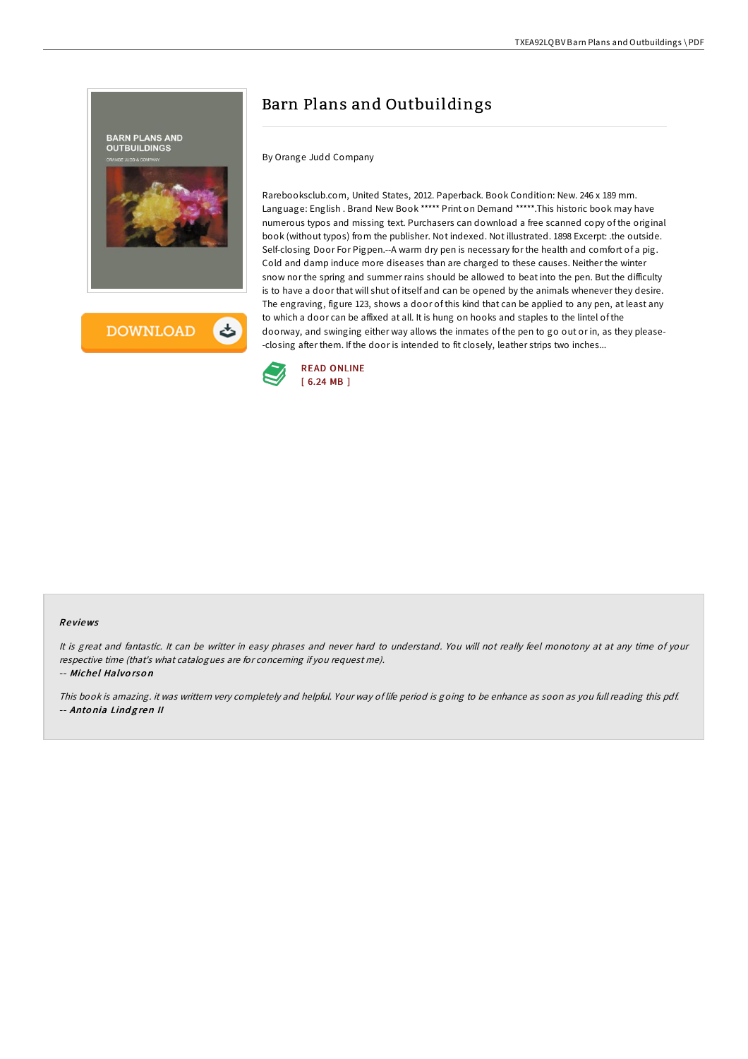# Barn Plans and Outbuildings

By Orange Judd Company

Rarebooksclub.com, United States, 2012. Paperback. Book Condition: New. 246 x 189 mm. Language: English . Brand New Book ***** Print on Demand *****.This historic book may have numerous typos and missing text. Purchasers can download a free scanned copy of the original book (without typos) from the publisher. Not indexed. Not illustrated. 1898 Excerpt: .the outside. Self-closing Door For Pigpen.--A warm dry pen is necessary for the health and comfort of a pig. Cold and damp induce more diseases than are charged to these causes. Neither the winter snow nor the spring and summer rains should be allowed to beat into the pen. But the difficulty is to have a door that will shut of itself and can be opened by the animals whenever they desire. The engraving, figure 123, shows a door of this kind that can be applied to any pen, at least any to which a door can be affixed at all. It is hung on hooks and staples to the lintel of the doorway, and swinging either way allows the inmates of the pen to go out or in, as they please--closing after them. If the door is intended to fit closely, leather strips two inches...

READ ONLINE
[ 6.24 MB ]

## Reviews

*It is great and fantastic. It can be writter in easy phrases and never hard to understand. You will not really feel monotony at at any time of your respective time (that's what catalogues are for concerning if you request me).*

-- ***Michel Halvorson***

*This book is amazing. it was writtern very completely and helpful. Your way of life period is going to be enhance as soon as you full reading this pdf.*

-- ***Antonia Lindgren II***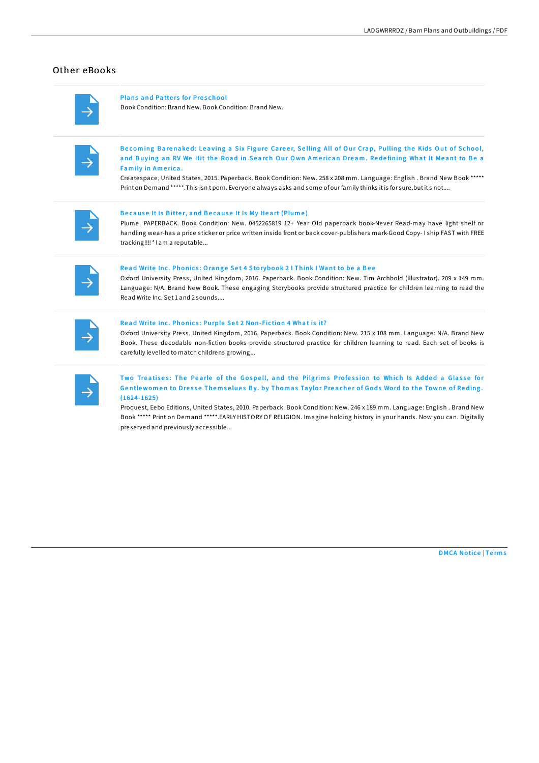## Other eBooks

**Plans and Patters for Preschool**

Book Condition: Brand New. Book Condition: Brand New.

**Becoming Barenaked: Leaving a Six Figure Career, Selling All of Our Crap, Pulling the Kids Out of School, and Buying an RV We Hit the Road in Search Our Own American Dream. Redefining What It Meant to Be a Family in America.**

Createspace, United States, 2015. Paperback. Book Condition: New. 258 x 208 mm. Language: English . Brand New Book ***** Print on Demand *****.This isn t porn. Everyone always asks and some of our family thinks it is for sure.but it s not....

**Because It Is Bitter, and Because It Is My Heart (Plume)**

Plume. PAPERBACK. Book Condition: New. 0452265819 12+ Year Old paperback book-Never Read-may have light shelf or handling wear-has a price sticker or price written inside front or back cover-publishers mark-Good Copy- I ship FAST with FREE tracking!!!! * I am a reputable...

**Read Write Inc. Phonics: Orange Set 4 Storybook 2 I Think I Want to be a Bee**

Oxford University Press, United Kingdom, 2016. Paperback. Book Condition: New. Tim Archbold (illustrator). 209 x 149 mm. Language: N/A. Brand New Book. These engaging Storybooks provide structured practice for children learning to read the Read Write Inc. Set 1 and 2 sounds....

**Read Write Inc. Phonics: Purple Set 2 Non-Fiction 4 What is it?**

Oxford University Press, United Kingdom, 2016. Paperback. Book Condition: New. 215 x 108 mm. Language: N/A. Brand New Book. These decodable non-fiction books provide structured practice for children learning to read. Each set of books is carefully levelled to match childrens growing...

**Two Treatises: The Pearle of the Gospell, and the Pilgrims Profession to Which Is Added a Glasse for Gentlewomen to Dresse Themselues By. by Thomas Taylor Preacher of Gods Word to the Towne of Reding. (1624-1625)**

Proquest, Eebo Editions, United States, 2010. Paperback. Book Condition: New. 246 x 189 mm. Language: English . Brand New Book ***** Print on Demand *****.EARLY HISTORY OF RELIGION. Imagine holding history in your hands. Now you can. Digitally preserved and previously accessible...

DMCA Notice | Terms